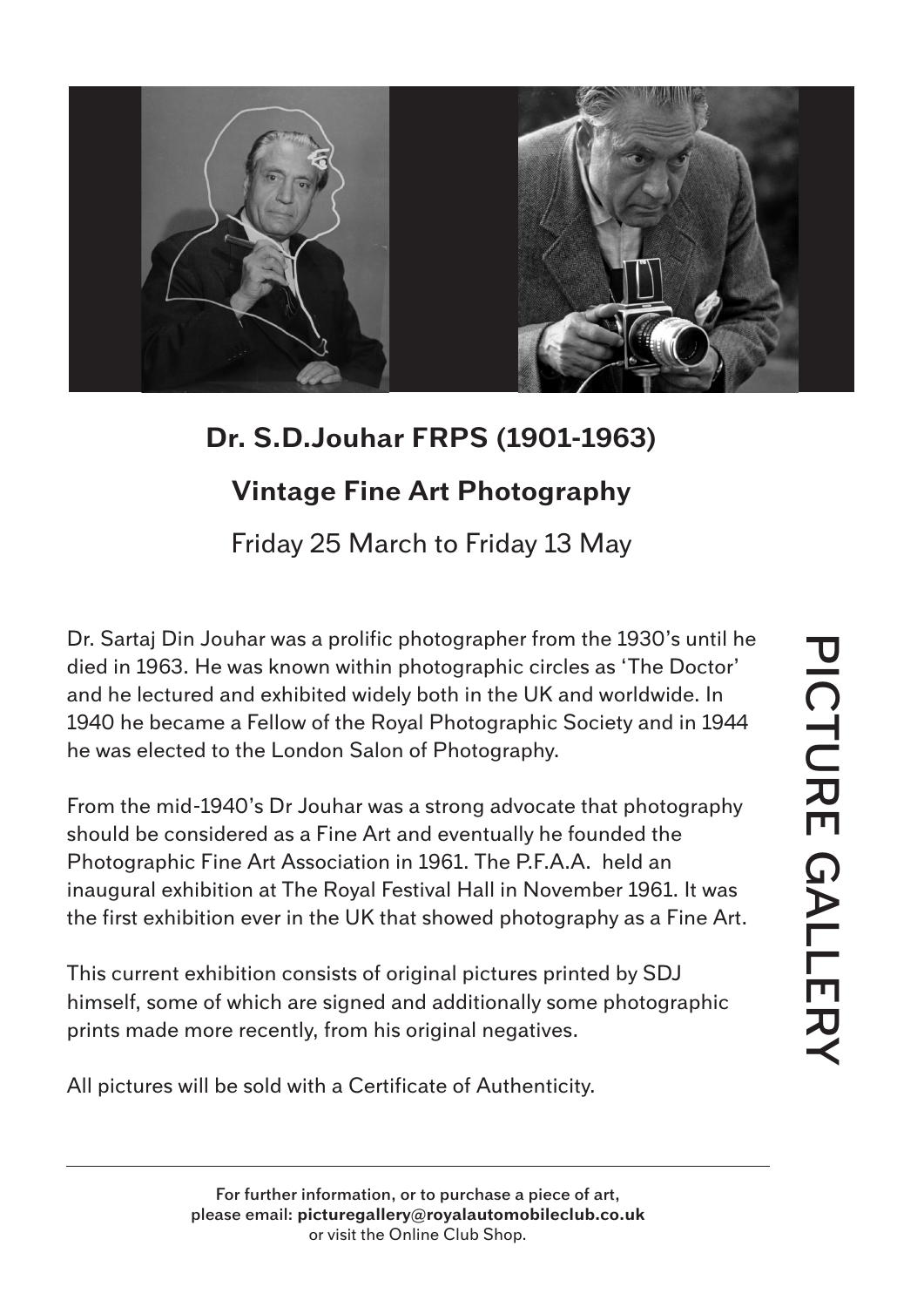PICTURE GALLERY

## Dr. S.D.Jouhar FRPS (1901-1963)

## Vintage Fine Art Photography

Friday 25 March to Friday 13 May

Dr. Sartaj Din Jouhar was a prolific photographer from the 1930's until he died in 1963. He was known within photographic circles as 'The Doctor' and he lectured and exhibited widely both in the UK and worldwide. In 1940 he became a Fellow of the Royal Photographic Society and in 1944 he was elected to the London Salon of Photography.

From the mid-1940's Dr Jouhar was a strong advocate that photography should be considered as a Fine Art and eventually he founded the Photographic Fine Art Association in 1961. The P.F.A.A. held an inaugural exhibition at The Royal Festival Hall in November 1961. It was the first exhibition ever in the UK that showed photography as a Fine Art.

This current exhibition consists of original pictures printed by SDJ himself, some of which are signed and additionally some photographic prints made more recently, from his original negatives.

All pictures will be sold with a Certificate of Authenticity.

---

For further information, or to purchase a piece of art, please email: **picturegallery@royalautomobileclub.co.uk** or visit the Online Club Shop.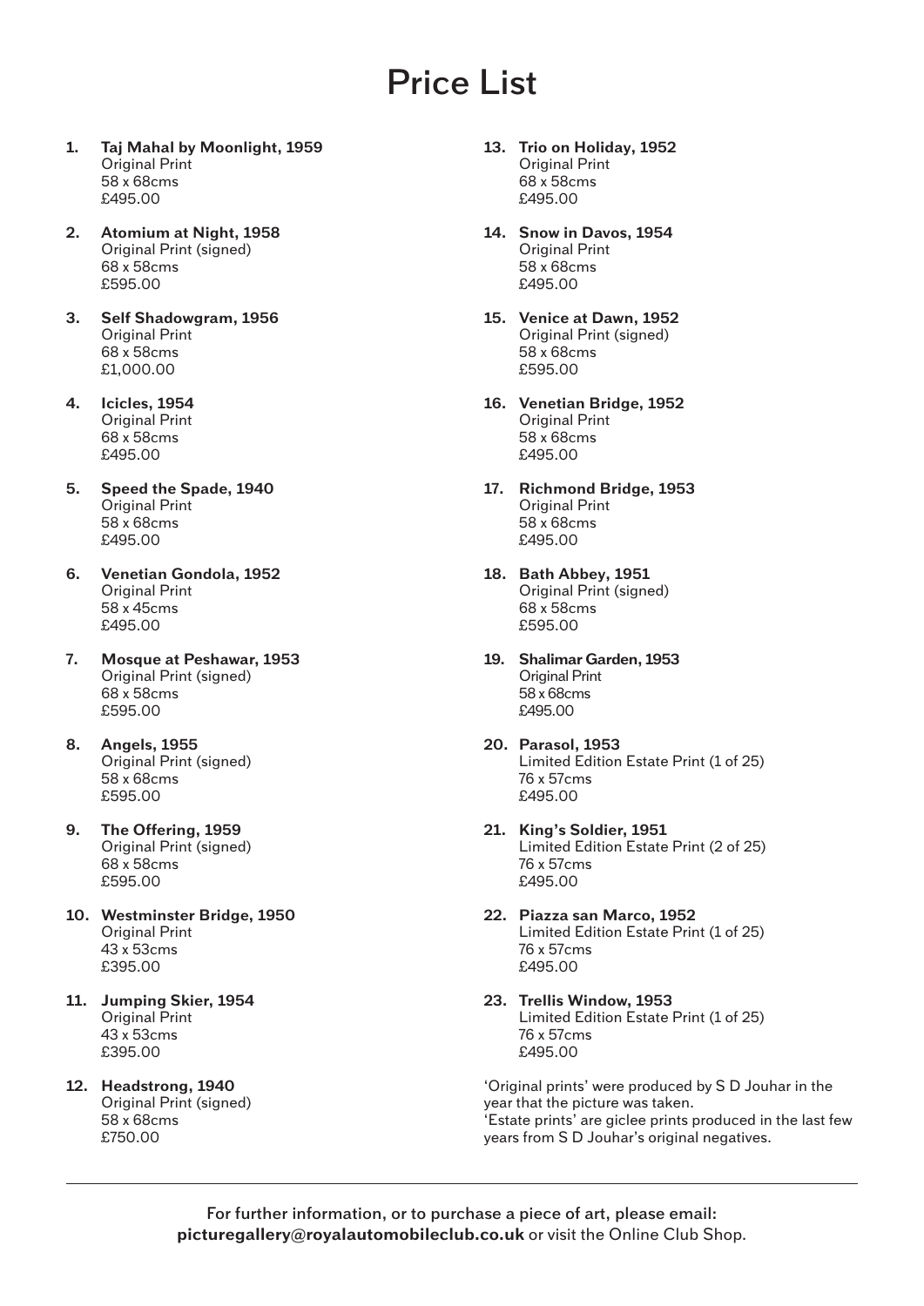# Price List

1. **Taj Mahal by Moonlight, 1959**
   Original Print
   58 x 68cms
   £495.00

2. **Atomium at Night, 1958**
   Original Print (signed)
   68 x 58cms
   £595.00

3. **Self Shadowgram, 1956**
   Original Print
   68 x 58cms
   £1,000.00

4. **Icicles, 1954**
   Original Print
   68 x 58cms
   £495.00

5. **Speed the Spade, 1940**
   Original Print
   58 x 68cms
   £495.00

6. **Venetian Gondola, 1952**
   Original Print
   58 x 45cms
   £495.00

7. **Mosque at Peshawar, 1953**
   Original Print (signed)
   68 x 58cms
   £595.00

8. **Angels, 1955**
   Original Print (signed)
   58 x 68cms
   £595.00

9. **The Offering, 1959**
   Original Print (signed)
   68 x 58cms
   £595.00

10. **Westminster Bridge, 1950**
    Original Print
    43 x 53cms
    £395.00

11. **Jumping Skier, 1954**
    Original Print
    43 x 53cms
    £395.00

12. **Headstrong, 1940**
    Original Print (signed)
    58 x 68cms
    £750.00

13. **Trio on Holiday, 1952**
    Original Print
    68 x 58cms
    £495.00

14. **Snow in Davos, 1954**
    Original Print
    58 x 68cms
    £495.00

15. **Venice at Dawn, 1952**
    Original Print (signed)
    58 x 68cms
    £595.00

16. **Venetian Bridge, 1952**
    Original Print
    58 x 68cms
    £495.00

17. **Richmond Bridge, 1953**
    Original Print
    58 x 68cms
    £495.00

18. **Bath Abbey, 1951**
    Original Print (signed)
    68 x 58cms
    £595.00

19. **Shalimar Garden, 1953**
    Original Print
    58 x 68cms
    £495.00

20. **Parasol, 1953**
    Limited Edition Estate Print (1 of 25)
    76 x 57cms
    £495.00

21. **King's Soldier, 1951**
    Limited Edition Estate Print (2 of 25)
    76 x 57cms
    £495.00

22. **Piazza san Marco, 1952**
    Limited Edition Estate Print (1 of 25)
    76 x 57cms
    £495.00

23. **Trellis Window, 1953**
    Limited Edition Estate Print (1 of 25)
    76 x 57cms
    £495.00

'Original prints' were produced by S D Jouhar in the year that the picture was taken.
'Estate prints' are giclee prints produced in the last few years from S D Jouhar's original negatives.

---

For further information, or to purchase a piece of art, please email: **picturegallery@royalautomobileclub.co.uk** or visit the Online Club Shop.